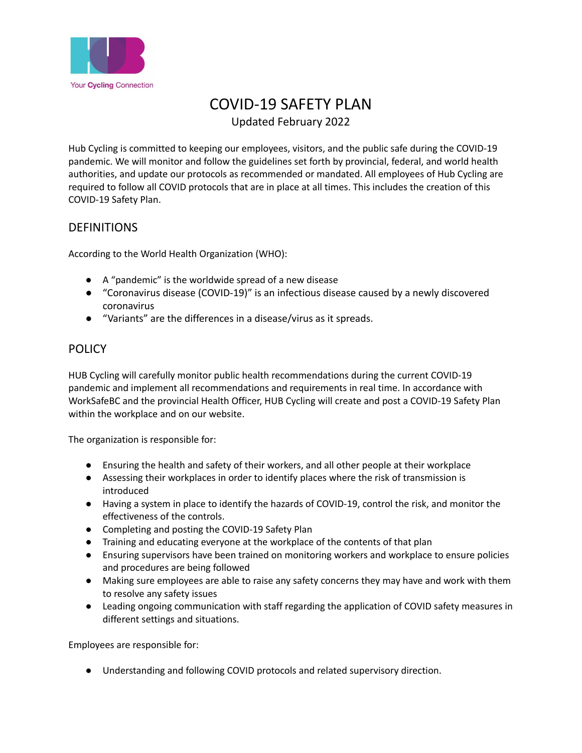Your Cycling Connection

# COVID-19 SAFETY PLAN

Updated February 2022

Hub Cycling is committed to keeping our employees, visitors, and the public safe during the COVID-19 pandemic. We will monitor and follow the guidelines set forth by provincial, federal, and world health authorities, and update our protocols as recommended or mandated. All employees of Hub Cycling are required to follow all COVID protocols that are in place at all times. This includes the creation of this COVID-19 Safety Plan.

## DEFINITIONS

According to the World Health Organization (WHO):

- A "pandemic" is the worldwide spread of a new disease
- "Coronavirus disease (COVID-19)" is an infectious disease caused by a newly discovered coronavirus
- "Variants" are the differences in a disease/virus as it spreads.

## POLICY

HUB Cycling will carefully monitor public health recommendations during the current COVID-19 pandemic and implement all recommendations and requirements in real time. In accordance with WorkSafeBC and the provincial Health Officer, HUB Cycling will create and post a COVID-19 Safety Plan within the workplace and on our website.

The organization is responsible for:

- Ensuring the health and safety of their workers, and all other people at their workplace
- Assessing their workplaces in order to identify places where the risk of transmission is introduced
- Having a system in place to identify the hazards of COVID-19, control the risk, and monitor the effectiveness of the controls.
- Completing and posting the COVID-19 Safety Plan
- Training and educating everyone at the workplace of the contents of that plan
- Ensuring supervisors have been trained on monitoring workers and workplace to ensure policies and procedures are being followed
- Making sure employees are able to raise any safety concerns they may have and work with them to resolve any safety issues
- Leading ongoing communication with staff regarding the application of COVID safety measures in different settings and situations.

Employees are responsible for:

- Understanding and following COVID protocols and related supervisory direction.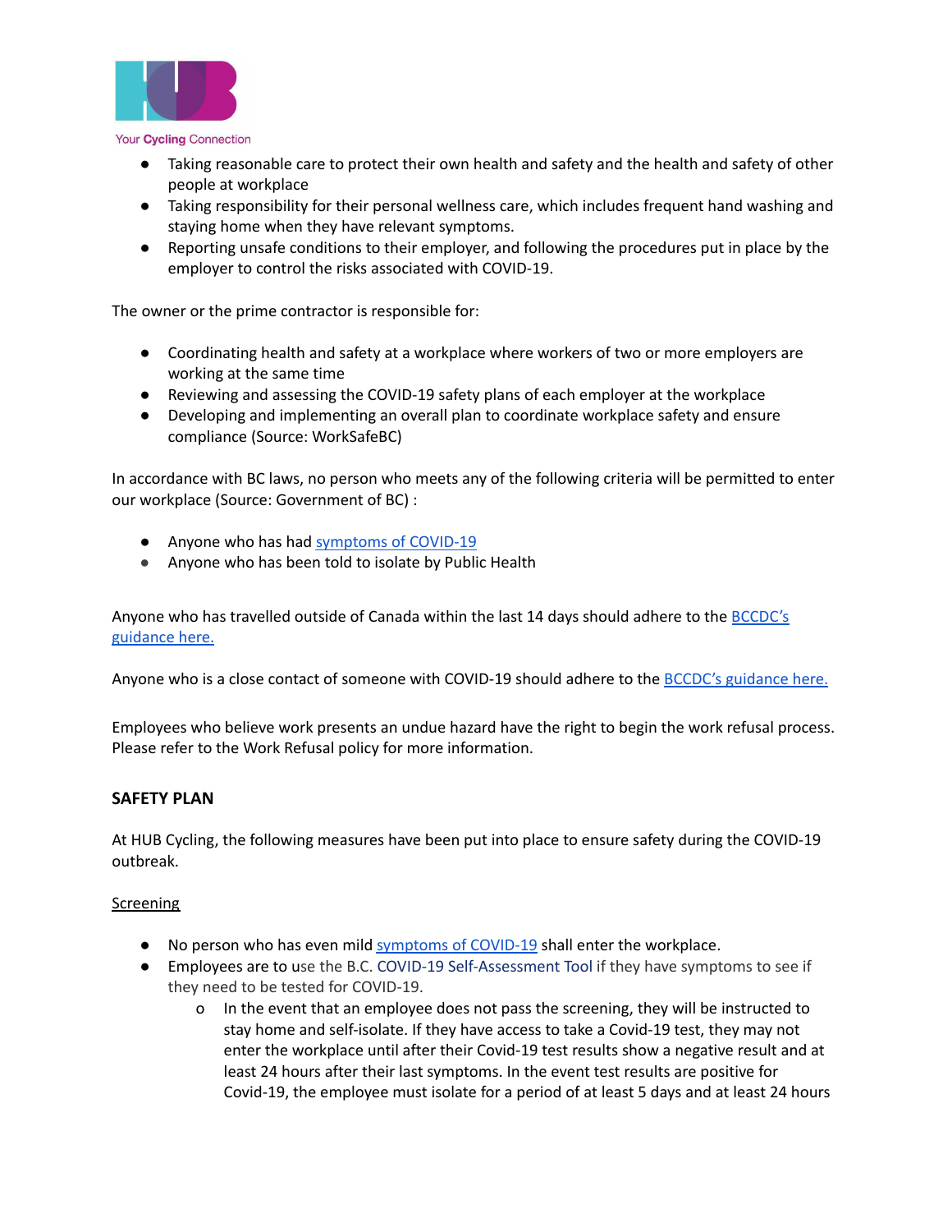- Taking reasonable care to protect their own health and safety and the health and safety of other people at workplace
- Taking responsibility for their personal wellness care, which includes frequent hand washing and staying home when they have relevant symptoms.
- Reporting unsafe conditions to their employer, and following the procedures put in place by the employer to control the risks associated with COVID-19.

The owner or the prime contractor is responsible for:

- Coordinating health and safety at a workplace where workers of two or more employers are working at the same time
- Reviewing and assessing the COVID-19 safety plans of each employer at the workplace
- Developing and implementing an overall plan to coordinate workplace safety and ensure compliance (Source: WorkSafeBC)

In accordance with BC laws, no person who meets any of the following criteria will be permitted to enter our workplace (Source: Government of BC) :

- Anyone who has had symptoms of COVID-19
- Anyone who has been told to isolate by Public Health

Anyone who has travelled outside of Canada within the last 14 days should adhere to the BCCDC's guidance here.

Anyone who is a close contact of someone with COVID-19 should adhere to the BCCDC's guidance here.

Employees who believe work presents an undue hazard have the right to begin the work refusal process. Please refer to the Work Refusal policy for more information.

## SAFETY PLAN

At HUB Cycling, the following measures have been put into place to ensure safety during the COVID-19 outbreak.

### Screening

- No person who has even mild symptoms of COVID-19 shall enter the workplace.
- Employees are to use the B.C. COVID-19 Self-Assessment Tool if they have symptoms to see if they need to be tested for COVID-19.
  - In the event that an employee does not pass the screening, they will be instructed to stay home and self-isolate. If they have access to take a Covid-19 test, they may not enter the workplace until after their Covid-19 test results show a negative result and at least 24 hours after their last symptoms. In the event test results are positive for Covid-19, the employee must isolate for a period of at least 5 days and at least 24 hours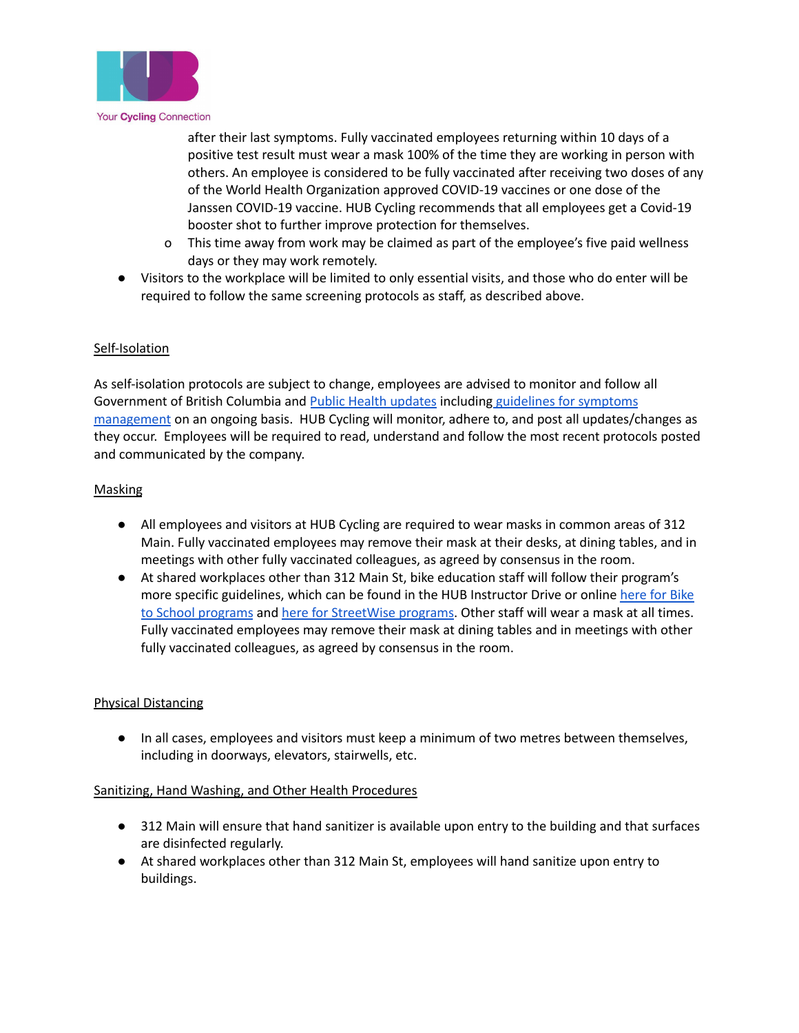after their last symptoms. Fully vaccinated employees returning within 10 days of a positive test result must wear a mask 100% of the time they are working in person with others. An employee is considered to be fully vaccinated after receiving two doses of any of the World Health Organization approved COVID-19 vaccines or one dose of the Janssen COVID-19 vaccine. HUB Cycling recommends that all employees get a Covid-19 booster shot to further improve protection for themselves.

  - This time away from work may be claimed as part of the employee's five paid wellness days or they may work remotely.

- Visitors to the workplace will be limited to only essential visits, and those who do enter will be required to follow the same screening protocols as staff, as described above.

## Self-Isolation

As self-isolation protocols are subject to change, employees are advised to monitor and follow all Government of British Columbia and Public Health updates including guidelines for symptoms management on an ongoing basis. HUB Cycling will monitor, adhere to, and post all updates/changes as they occur. Employees will be required to read, understand and follow the most recent protocols posted and communicated by the company.

## Masking

- All employees and visitors at HUB Cycling are required to wear masks in common areas of 312 Main. Fully vaccinated employees may remove their mask at their desks, at dining tables, and in meetings with other fully vaccinated colleagues, as agreed by consensus in the room.
- At shared workplaces other than 312 Main St, bike education staff will follow their program's more specific guidelines, which can be found in the HUB Instructor Drive or online here for Bike to School programs and here for StreetWise programs. Other staff will wear a mask at all times. Fully vaccinated employees may remove their mask at dining tables and in meetings with other fully vaccinated colleagues, as agreed by consensus in the room.

## Physical Distancing

- In all cases, employees and visitors must keep a minimum of two metres between themselves, including in doorways, elevators, stairwells, etc.

## Sanitizing, Hand Washing, and Other Health Procedures

- 312 Main will ensure that hand sanitizer is available upon entry to the building and that surfaces are disinfected regularly.
- At shared workplaces other than 312 Main St, employees will hand sanitize upon entry to buildings.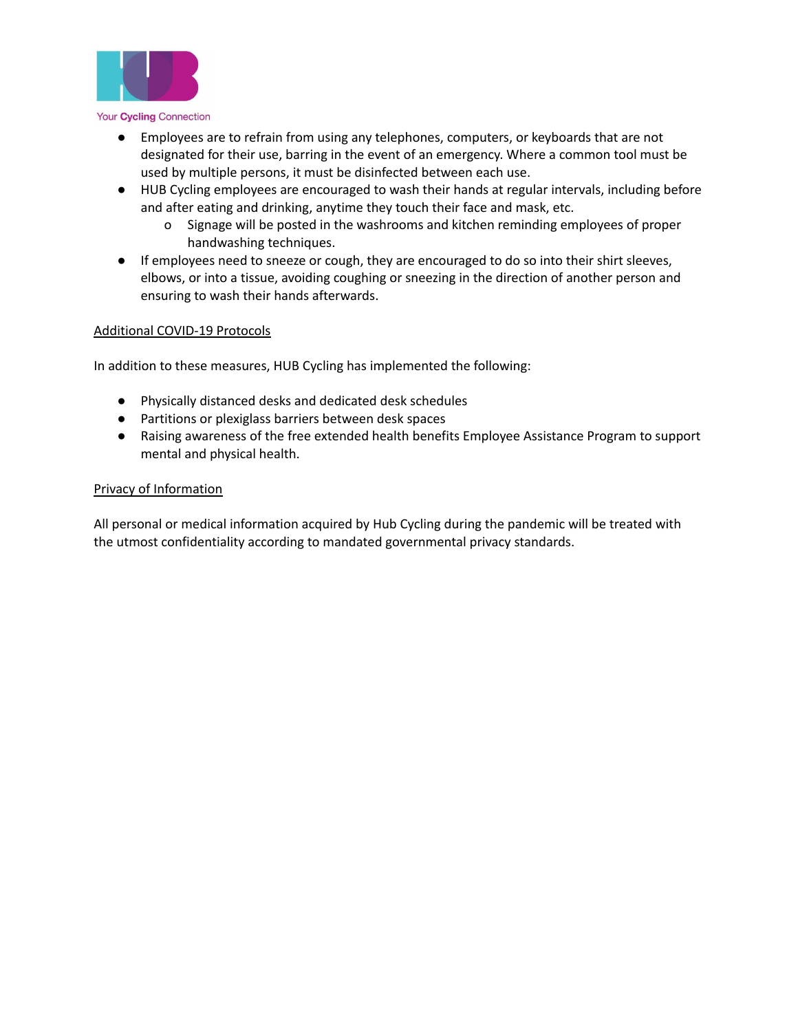- Employees are to refrain from using any telephones, computers, or keyboards that are not designated for their use, barring in the event of an emergency. Where a common tool must be used by multiple persons, it must be disinfected between each use.
- HUB Cycling employees are encouraged to wash their hands at regular intervals, including before and after eating and drinking, anytime they touch their face and mask, etc.
    - Signage will be posted in the washrooms and kitchen reminding employees of proper handwashing techniques.
- If employees need to sneeze or cough, they are encouraged to do so into their shirt sleeves, elbows, or into a tissue, avoiding coughing or sneezing in the direction of another person and ensuring to wash their hands afterwards.

## Additional COVID-19 Protocols

In addition to these measures, HUB Cycling has implemented the following:

- Physically distanced desks and dedicated desk schedules
- Partitions or plexiglass barriers between desk spaces
- Raising awareness of the free extended health benefits Employee Assistance Program to support mental and physical health.

## Privacy of Information

All personal or medical information acquired by Hub Cycling during the pandemic will be treated with the utmost confidentiality according to mandated governmental privacy standards.